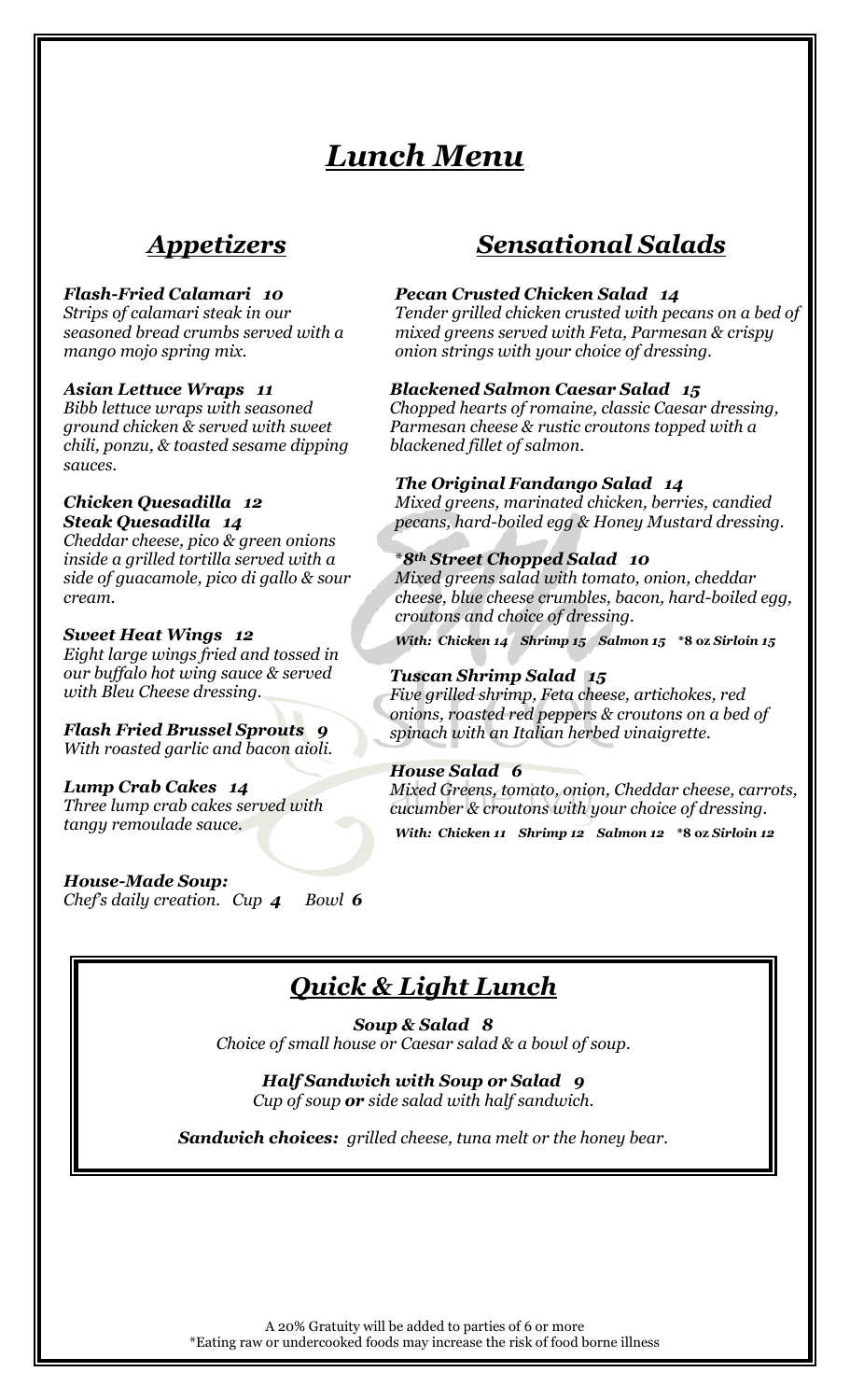# Lunch Menu

## Appetizers

***Flash-Fried Calamari 10***
*Strips of calamari steak in our seasoned bread crumbs served with a mango mojo spring mix.*

***Asian Lettuce Wraps 11***
*Bibb lettuce wraps with seasoned ground chicken & served with sweet chili, ponzu, & toasted sesame dipping sauces.*

***Chicken Quesadilla 12***
***Steak Quesadilla 14***
*Cheddar cheese, pico & green onions inside a grilled tortilla served with a side of guacamole, pico di gallo & sour cream.*

***Sweet Heat Wings 12***
*Eight large wings fried and tossed in our buffalo hot wing sauce & served with Bleu Cheese dressing.*

***Flash Fried Brussel Sprouts 9***
*With roasted garlic and bacon aioli.*

***Lump Crab Cakes 14***
*Three lump crab cakes served with tangy remoulade sauce.*

***House-Made Soup:***
*Chef's daily creation. Cup **4** Bowl **6***

## Sensational Salads

***Pecan Crusted Chicken Salad 14***
*Tender grilled chicken crusted with pecans on a bed of mixed greens served with Feta, Parmesan & crispy onion strings with your choice of dressing.*

***Blackened Salmon Caesar Salad 15***
*Chopped hearts of romaine, classic Caesar dressing, Parmesan cheese & rustic croutons topped with a blackened fillet of salmon.*

***The Original Fandango Salad 14***
*Mixed greens, marinated chicken, berries, candied pecans, hard-boiled egg & Honey Mustard dressing.*

***8th Street Chopped Salad 10***
*Mixed greens salad with tomato, onion, cheddar cheese, blue cheese crumbles, bacon, hard-boiled egg, croutons and choice of dressing.*
***With: Chicken 14 Shrimp 15 Salmon 15 *8 oz Sirloin 15***

***Tuscan Shrimp Salad 15***
*Five grilled shrimp, Feta cheese, artichokes, red onions, roasted red peppers & croutons on a bed of spinach with an Italian herbed vinaigrette.*

***House Salad 6***
*Mixed Greens, tomato, onion, Cheddar cheese, carrots, cucumber & croutons with your choice of dressing.*
***With: Chicken 11 Shrimp 12 Salmon 12 *8 oz Sirloin 12***

## Quick & Light Lunch

***Soup & Salad 8***
*Choice of small house or Caesar salad & a bowl of soup.*

***Half Sandwich with Soup or Salad 9***
*Cup of soup **or** side salad with half sandwich.*

***Sandwich choices:*** *grilled cheese, tuna melt or the honey bear.*

A 20% Gratuity will be added to parties of 6 or more
*Eating raw or undercooked foods may increase the risk of food borne illness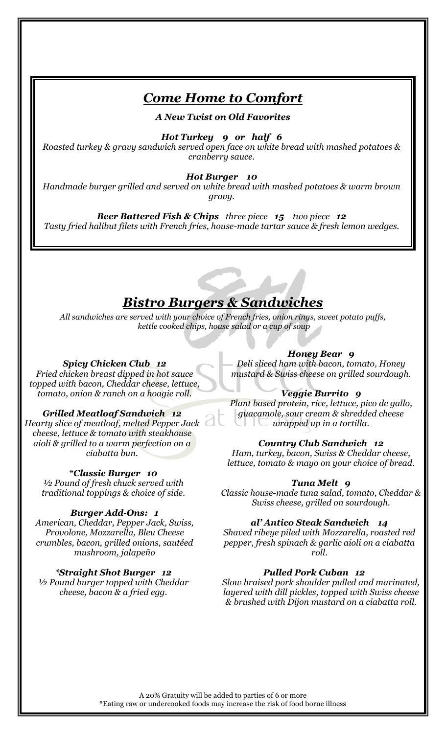## ***Come Home to Comfort***

***A New Twist on Old Favorites***

***Hot Turkey 9 or half 6***
*Roasted turkey & gravy sandwich served open face on white bread with mashed potatoes & cranberry sauce.*

***Hot Burger 10***
*Handmade burger grilled and served on white bread with mashed potatoes & warm brown gravy.*

***Beer Battered Fish & Chips*** *three piece* ***15*** *two piece* ***12***
*Tasty fried halibut filets with French fries, house-made tartar sauce & fresh lemon wedges.*

## ***Bistro Burgers & Sandwiches***

*All sandwiches are served with your choice of French fries, onion rings, sweet potato puffs, kettle cooked chips, house salad or a cup of soup*

***Spicy Chicken Club 12***
*Fried chicken breast dipped in hot sauce topped with bacon, Cheddar cheese, lettuce, tomato, onion & ranch on a hoagie roll.*

***Grilled Meatloaf Sandwich 12***
*Hearty slice of meatloaf, melted Pepper Jack cheese, lettuce & tomato with steakhouse aioli & grilled to a warm perfection on a ciabatta bun.*

*\*Classic Burger 10*
*½ Pound of fresh chuck served with traditional toppings & choice of side.*

***Burger Add-Ons: 1***
*American, Cheddar, Pepper Jack, Swiss, Provolone, Mozzarella, Bleu Cheese crumbles, bacon, grilled onions, sautéed mushroom, jalapeño*

***\*Straight Shot Burger 12***
*½ Pound burger topped with Cheddar cheese, bacon & a fried egg.*

***Honey Bear 9***
*Deli sliced ham with bacon, tomato, Honey mustard & Swiss cheese on grilled sourdough.*

***Veggie Burrito 9***
*Plant based protein, rice, lettuce, pico de gallo, guacamole, sour cream & shredded cheese wrapped up in a tortilla.*

***Country Club Sandwich 12***
*Ham, turkey, bacon, Swiss & Cheddar cheese, lettuce, tomato & mayo on your choice of bread.*

***Tuna Melt 9***
*Classic house-made tuna salad, tomato, Cheddar & Swiss cheese, grilled on sourdough.*

***al' Antico Steak Sandwich 14***
*Shaved ribeye piled with Mozzarella, roasted red pepper, fresh spinach & garlic aioli on a ciabatta roll.*

***Pulled Pork Cuban 12***
*Slow braised pork shoulder pulled and marinated, layered with dill pickles, topped with Swiss cheese & brushed with Dijon mustard on a ciabatta roll.*

A 20% Gratuity will be added to parties of 6 or more
\*Eating raw or undercooked foods may increase the risk of food borne illness